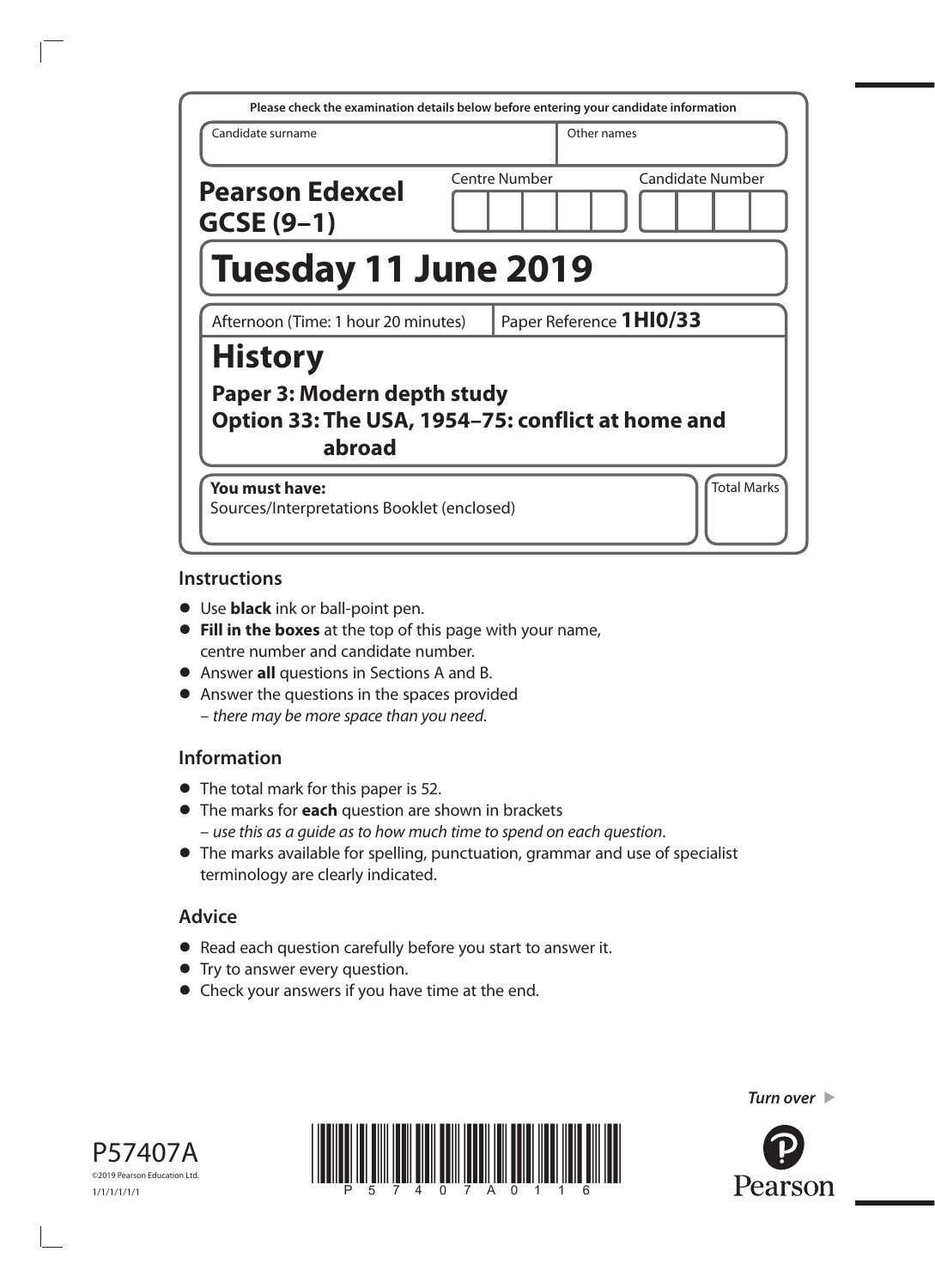Please check the examination details below before entering your candidate information

| Candidate surname | Other names |
|---|---|
| | |

**Pearson Edexcel GCSE (9–1)**

Centre Number

Candidate Number

# Tuesday 11 June 2019

Afternoon (Time: 1 hour 20 minutes) | Paper Reference **1HI0/33**

# History

## Paper 3: Modern depth study
## Option 33: The USA, 1954–75: conflict at home and abroad

**You must have:**
Sources/Interpretations Booklet (enclosed)

Total Marks

## Instructions

- Use **black** ink or ball-point pen.
- **Fill in the boxes** at the top of this page with your name, centre number and candidate number.
- Answer **all** questions in Sections A and B.
- Answer the questions in the spaces provided – *there may be more space than you need*.

## Information

- The total mark for this paper is 52.
- The marks for **each** question are shown in brackets – *use this as a guide as to how much time to spend on each question*.
- The marks available for spelling, punctuation, grammar and use of specialist terminology are clearly indicated.

## Advice

- Read each question carefully before you start to answer it.
- Try to answer every question.
- Check your answers if you have time at the end.

*Turn over* ▶

P57407A
©2019 Pearson Education Ltd.
1/1/1/1/1/1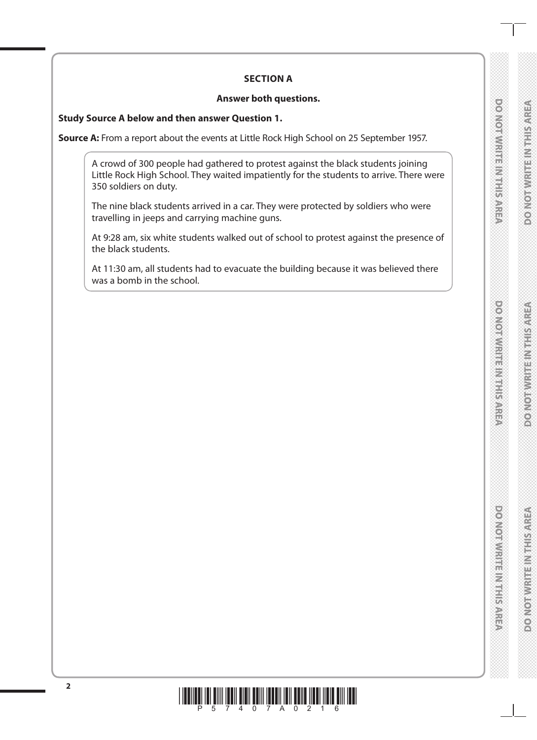## SECTION A

**Answer both questions.**

**Study Source A below and then answer Question 1.**

**Source A:** From a report about the events at Little Rock High School on 25 September 1957.

> A crowd of 300 people had gathered to protest against the black students joining Little Rock High School. They waited impatiently for the students to arrive. There were 350 soldiers on duty.
>
> The nine black students arrived in a car. They were protected by soldiers who were travelling in jeeps and carrying machine guns.
>
> At 9:28 am, six white students walked out of school to protest against the presence of the black students.
>
> At 11:30 am, all students had to evacuate the building because it was believed there was a bomb in the school.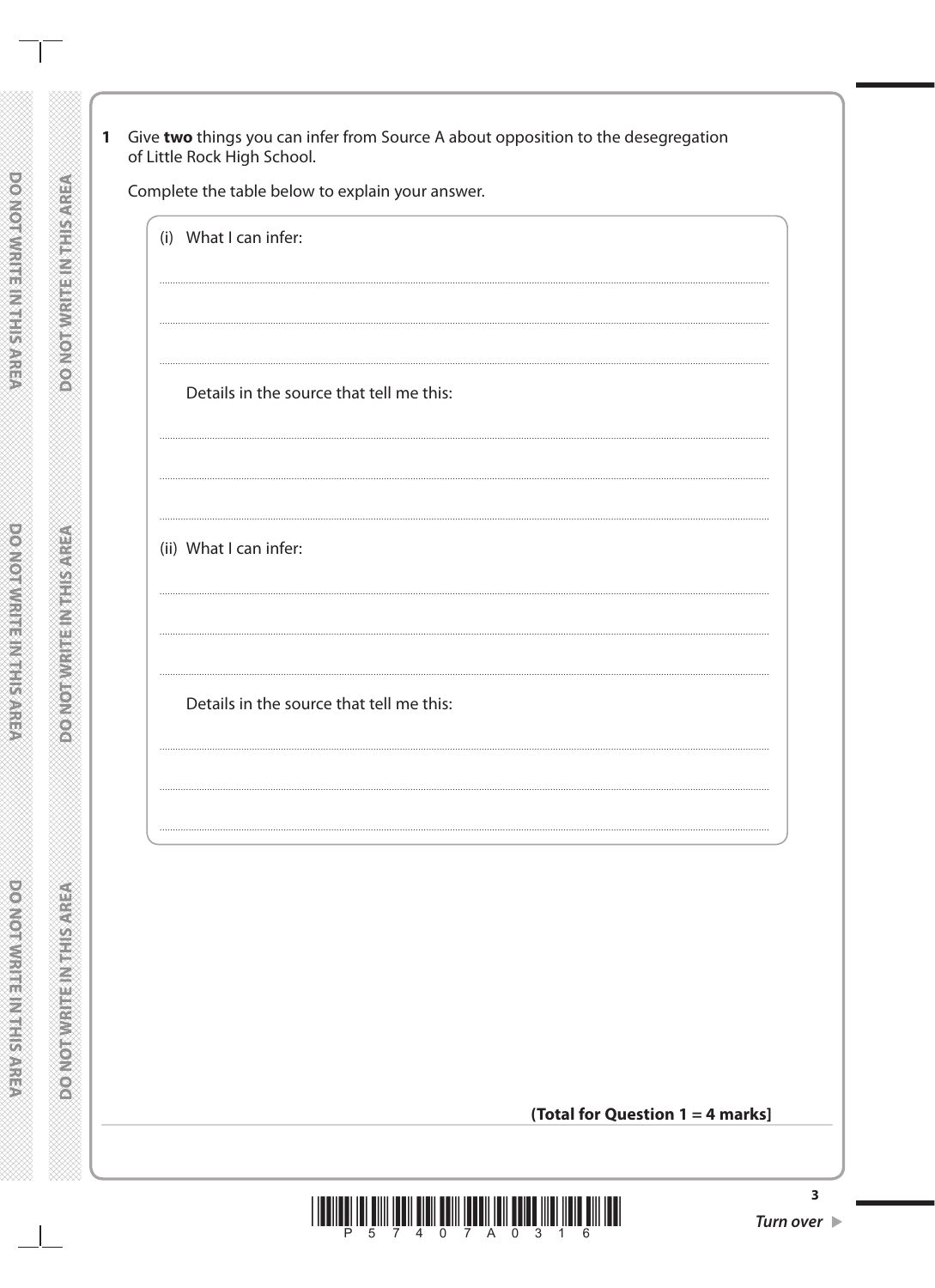**1** Give **two** things you can infer from Source A about opposition to the desegregation of Little Rock High School.

Complete the table below to explain your answer.

(i) What I can infer:

..............................................................................................................................................

..............................................................................................................................................

..............................................................................................................................................

Details in the source that tell me this:

..............................................................................................................................................

..............................................................................................................................................

..............................................................................................................................................

(ii) What I can infer:

..............................................................................................................................................

..............................................................................................................................................

..............................................................................................................................................

Details in the source that tell me this:

..............................................................................................................................................

..............................................................................................................................................

..............................................................................................................................................

**(Total for Question 1 = 4 marks)**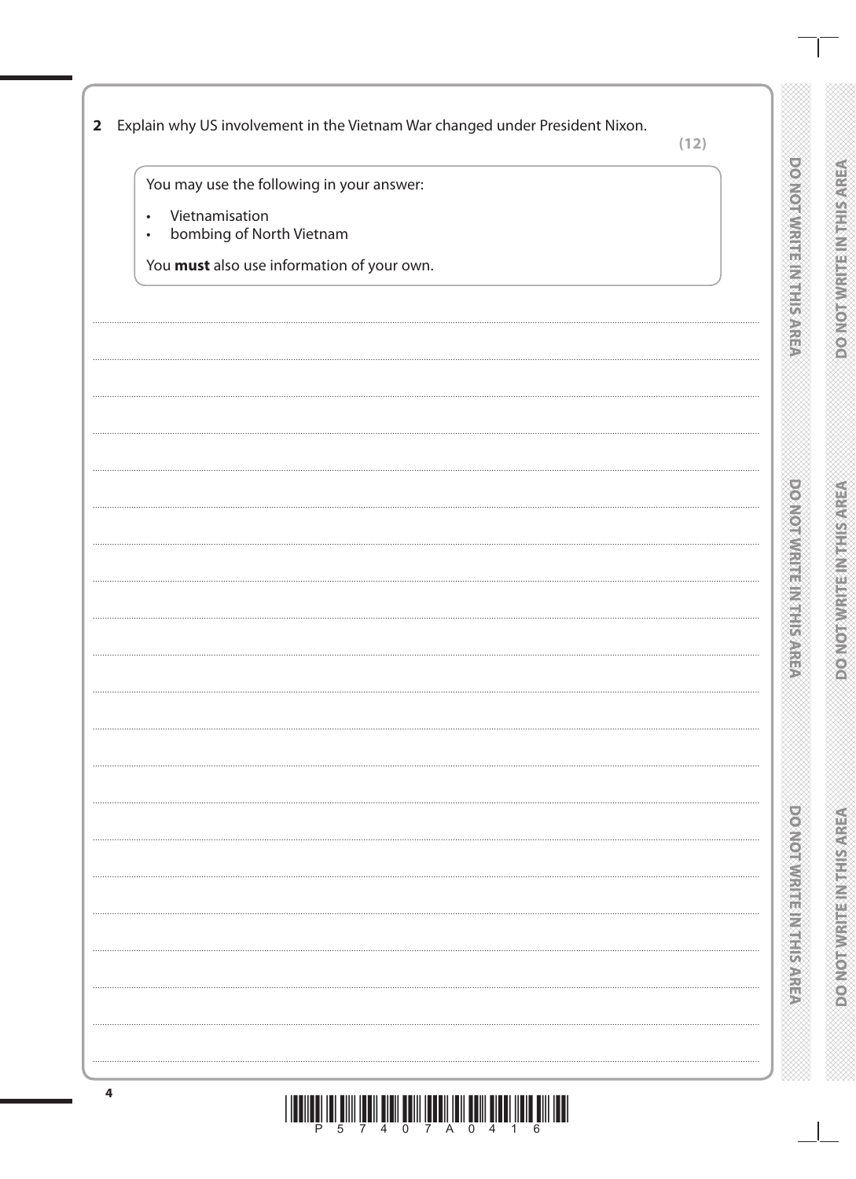**2** Explain why US involvement in the Vietnam War changed under President Nixon.

**(12)**

You may use the following in your answer:

- Vietnamisation
- bombing of North Vietnam

You **must** also use information of your own.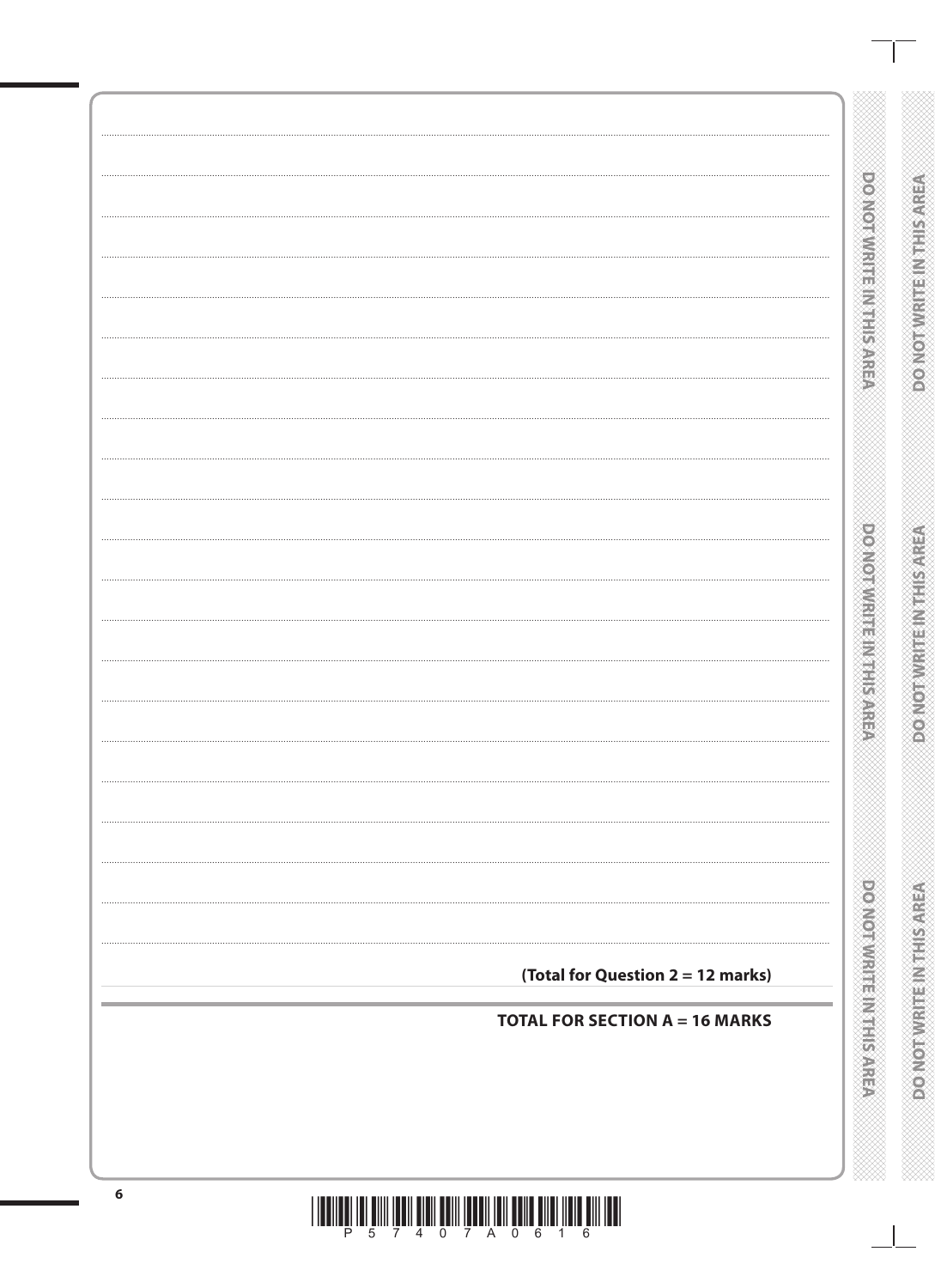**(Total for Question 2 = 12 marks)**

**TOTAL FOR SECTION A = 16 MARKS**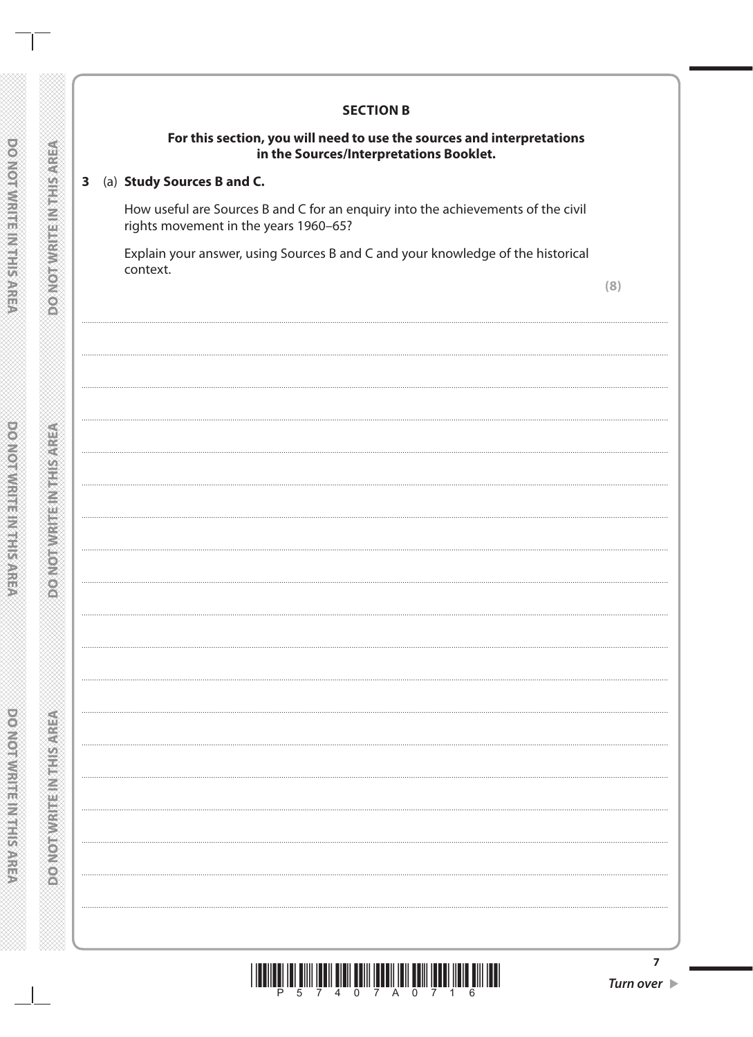## SECTION B

**For this section, you will need to use the sources and interpretations in the Sources/Interpretations Booklet.**

**3** (a) **Study Sources B and C.**

How useful are Sources B and C for an enquiry into the achievements of the civil rights movement in the years 1960–65?

Explain your answer, using Sources B and C and your knowledge of the historical context.

**(8)**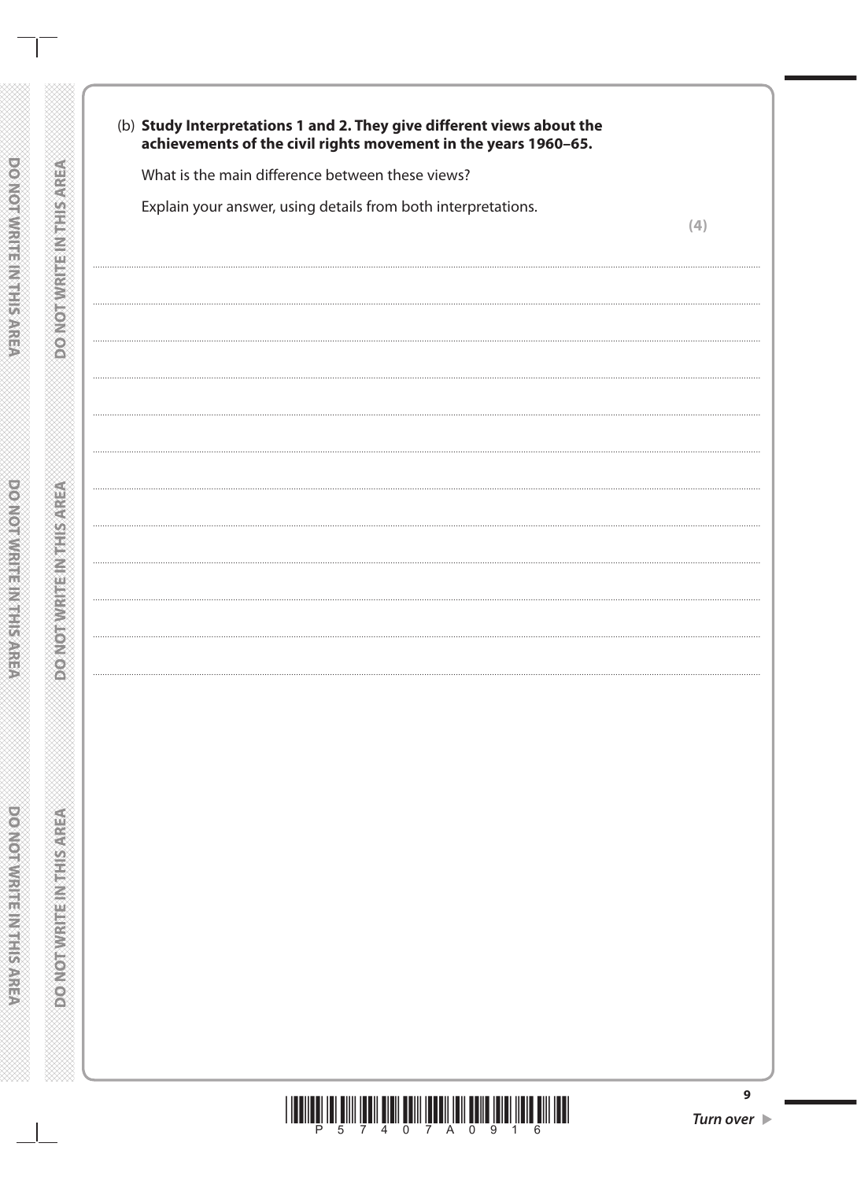(b) **Study Interpretations 1 and 2. They give different views about the achievements of the civil rights movement in the years 1960–65.**

What is the main difference between these views?

Explain your answer, using details from both interpretations.

**(4)**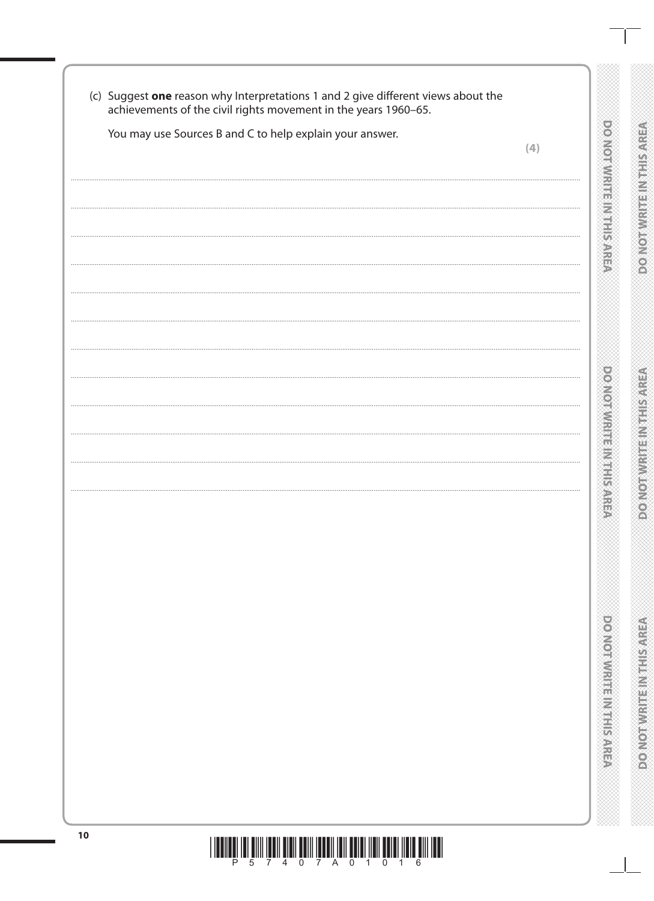(c) Suggest **one** reason why Interpretations 1 and 2 give different views about the achievements of the civil rights movement in the years 1960–65.

You may use Sources B and C to help explain your answer.

**(4)**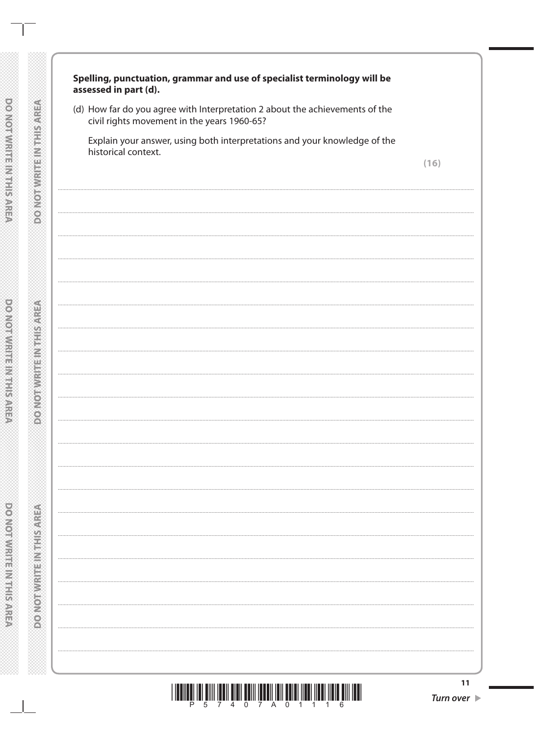**Spelling, punctuation, grammar and use of specialist terminology will be assessed in part (d).**

(d) How far do you agree with Interpretation 2 about the achievements of the civil rights movement in the years 1960-65?

Explain your answer, using both interpretations and your knowledge of the historical context.

**(16)**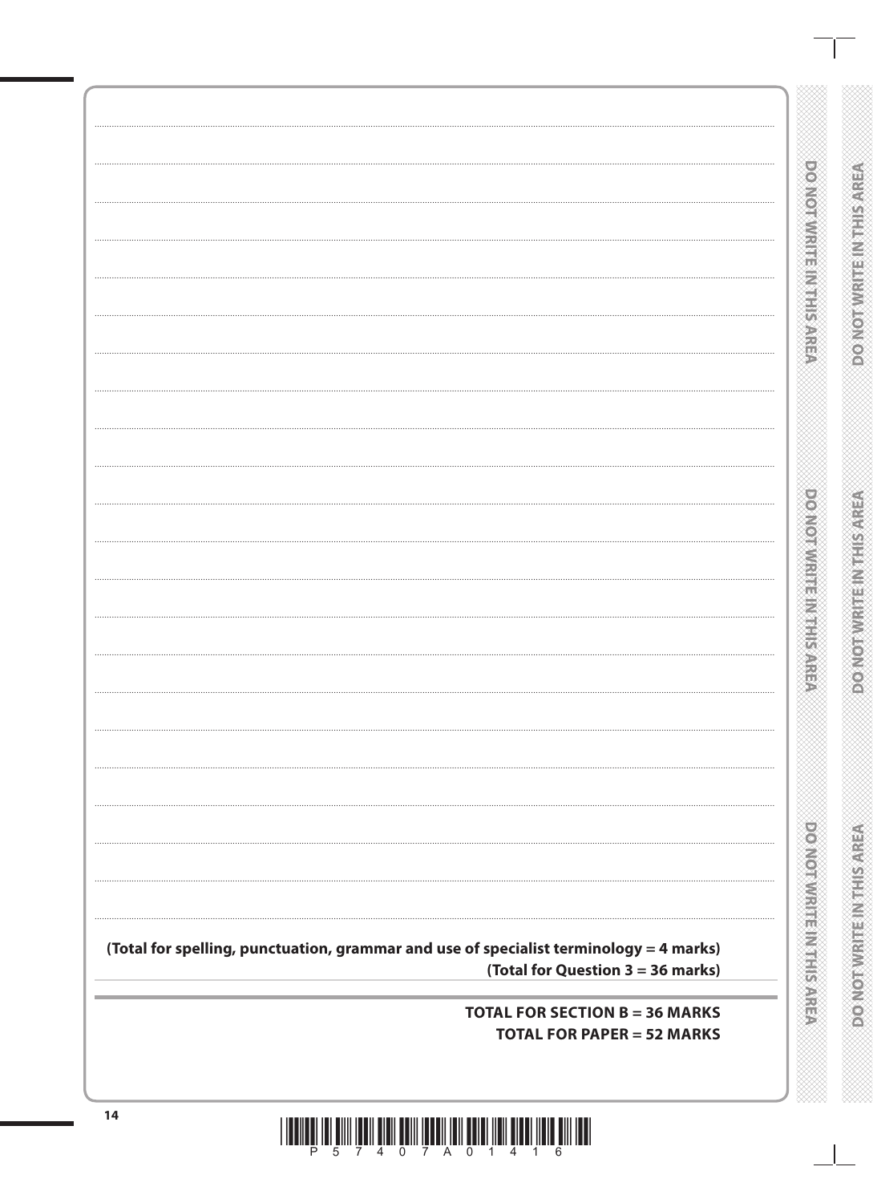**(Total for spelling, punctuation, grammar and use of specialist terminology = 4 marks)**

**(Total for Question 3 = 36 marks)**

**TOTAL FOR SECTION B = 36 MARKS**

**TOTAL FOR PAPER = 52 MARKS**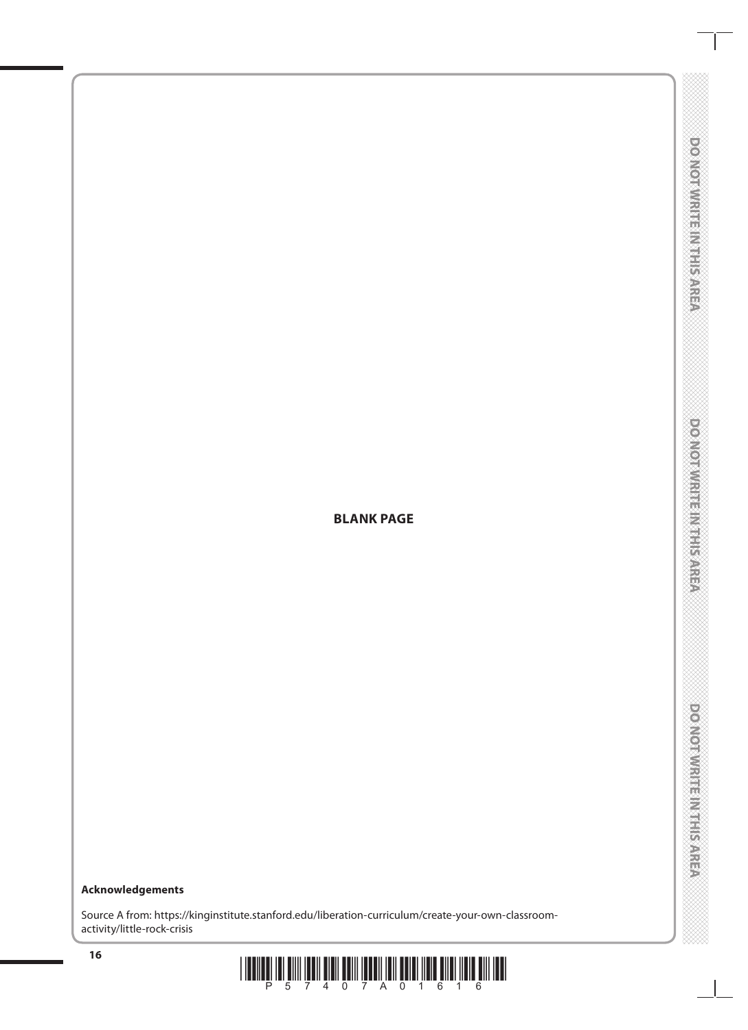**BLANK PAGE**

**Acknowledgements**

Source A from: https://kinginstitute.stanford.edu/liberation-curriculum/create-your-own-classroom-activity/little-rock-crisis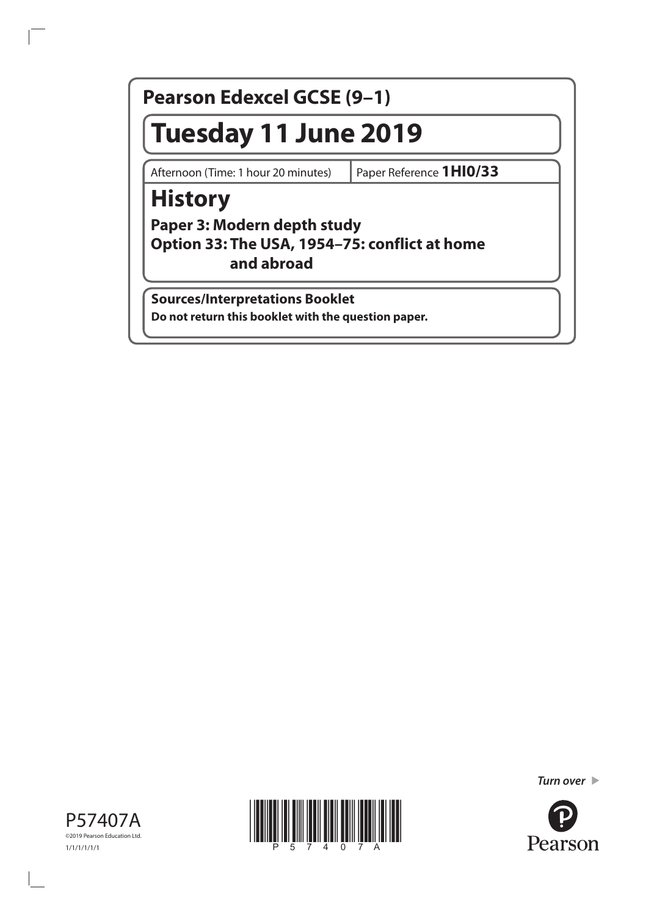**Pearson Edexcel GCSE (9–1)**

# Tuesday 11 June 2019

Afternoon (Time: 1 hour 20 minutes) | Paper Reference **1HI0/33**

# History

**Paper 3: Modern depth study**

**Option 33: The USA, 1954–75: conflict at home and abroad**

**Sources/Interpretations Booklet**

**Do not return this booklet with the question paper.**

*Turn over* ▶

P57407A

©2019 Pearson Education Ltd.

1/1/1/1/1/1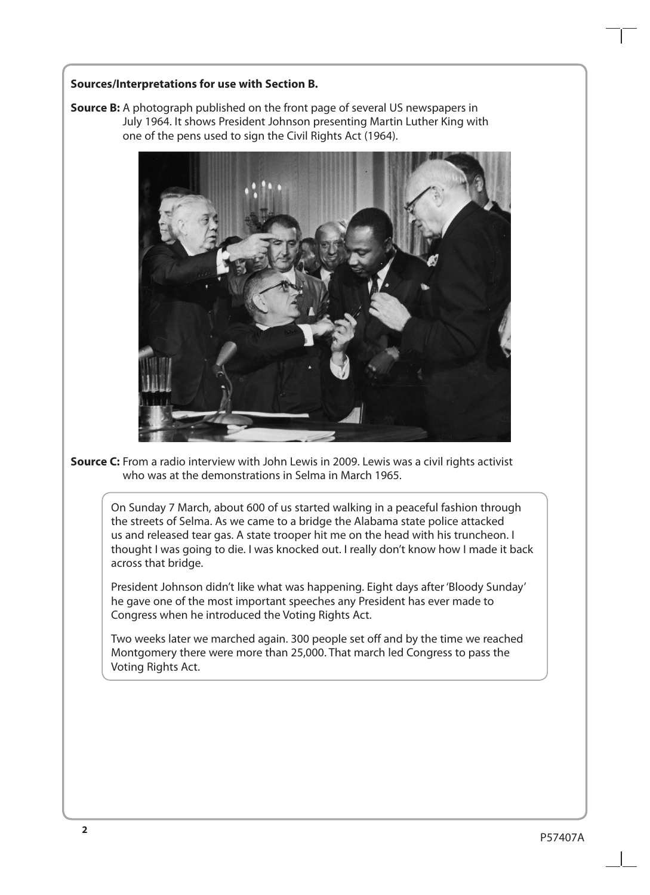**Sources/Interpretations for use with Section B.**

**Source B:** A photograph published on the front page of several US newspapers in July 1964. It shows President Johnson presenting Martin Luther King with one of the pens used to sign the Civil Rights Act (1964).

**Source C:** From a radio interview with John Lewis in 2009. Lewis was a civil rights activist who was at the demonstrations in Selma in March 1965.

> On Sunday 7 March, about 600 of us started walking in a peaceful fashion through the streets of Selma. As we came to a bridge the Alabama state police attacked us and released tear gas. A state trooper hit me on the head with his truncheon. I thought I was going to die. I was knocked out. I really don't know how I made it back across that bridge.
>
> President Johnson didn't like what was happening. Eight days after 'Bloody Sunday' he gave one of the most important speeches any President has ever made to Congress when he introduced the Voting Rights Act.
>
> Two weeks later we marched again. 300 people set off and by the time we reached Montgomery there were more than 25,000. That march led Congress to pass the Voting Rights Act.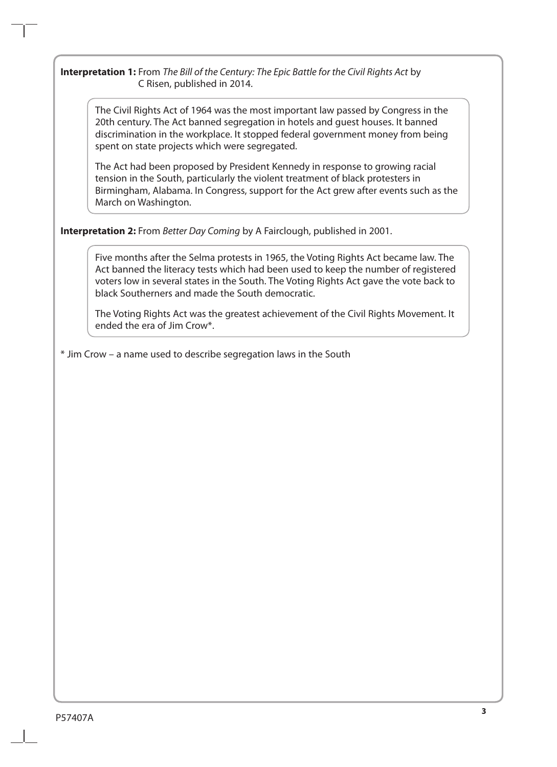**Interpretation 1:** From *The Bill of the Century: The Epic Battle for the Civil Rights Act* by C Risen, published in 2014.

> The Civil Rights Act of 1964 was the most important law passed by Congress in the 20th century. The Act banned segregation in hotels and guest houses. It banned discrimination in the workplace. It stopped federal government money from being spent on state projects which were segregated.
>
> The Act had been proposed by President Kennedy in response to growing racial tension in the South, particularly the violent treatment of black protesters in Birmingham, Alabama. In Congress, support for the Act grew after events such as the March on Washington.

**Interpretation 2:** From *Better Day Coming* by A Fairclough, published in 2001.

> Five months after the Selma protests in 1965, the Voting Rights Act became law. The Act banned the literacy tests which had been used to keep the number of registered voters low in several states in the South. The Voting Rights Act gave the vote back to black Southerners and made the South democratic.
>
> The Voting Rights Act was the greatest achievement of the Civil Rights Movement. It ended the era of Jim Crow*.

\* Jim Crow – a name used to describe segregation laws in the South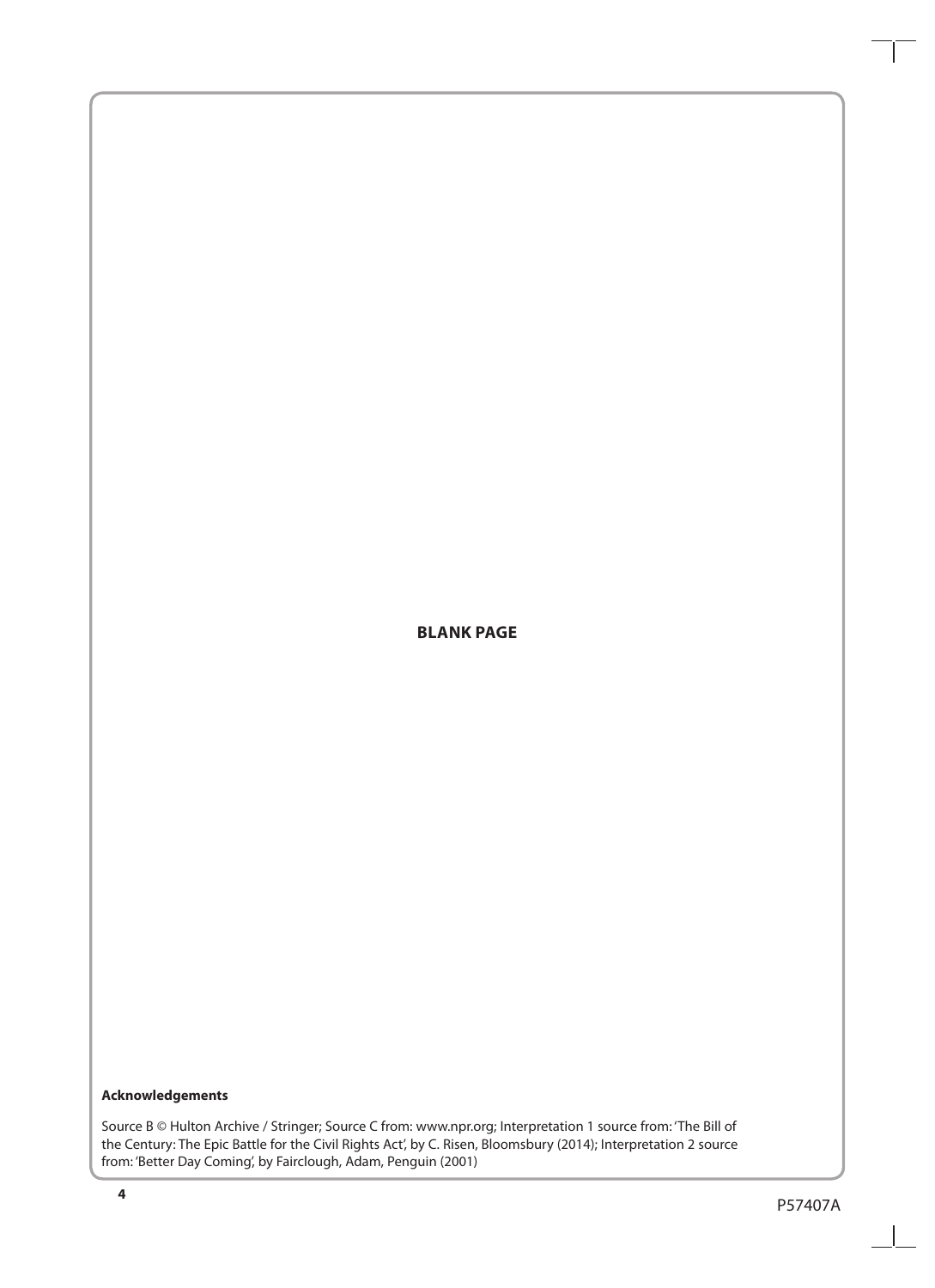**BLANK PAGE**

**Acknowledgements**

Source B © Hulton Archive / Stringer; Source C from: www.npr.org; Interpretation 1 source from: 'The Bill of the Century: The Epic Battle for the Civil Rights Act', by C. Risen, Bloomsbury (2014); Interpretation 2 source from: 'Better Day Coming', by Fairclough, Adam, Penguin (2001)